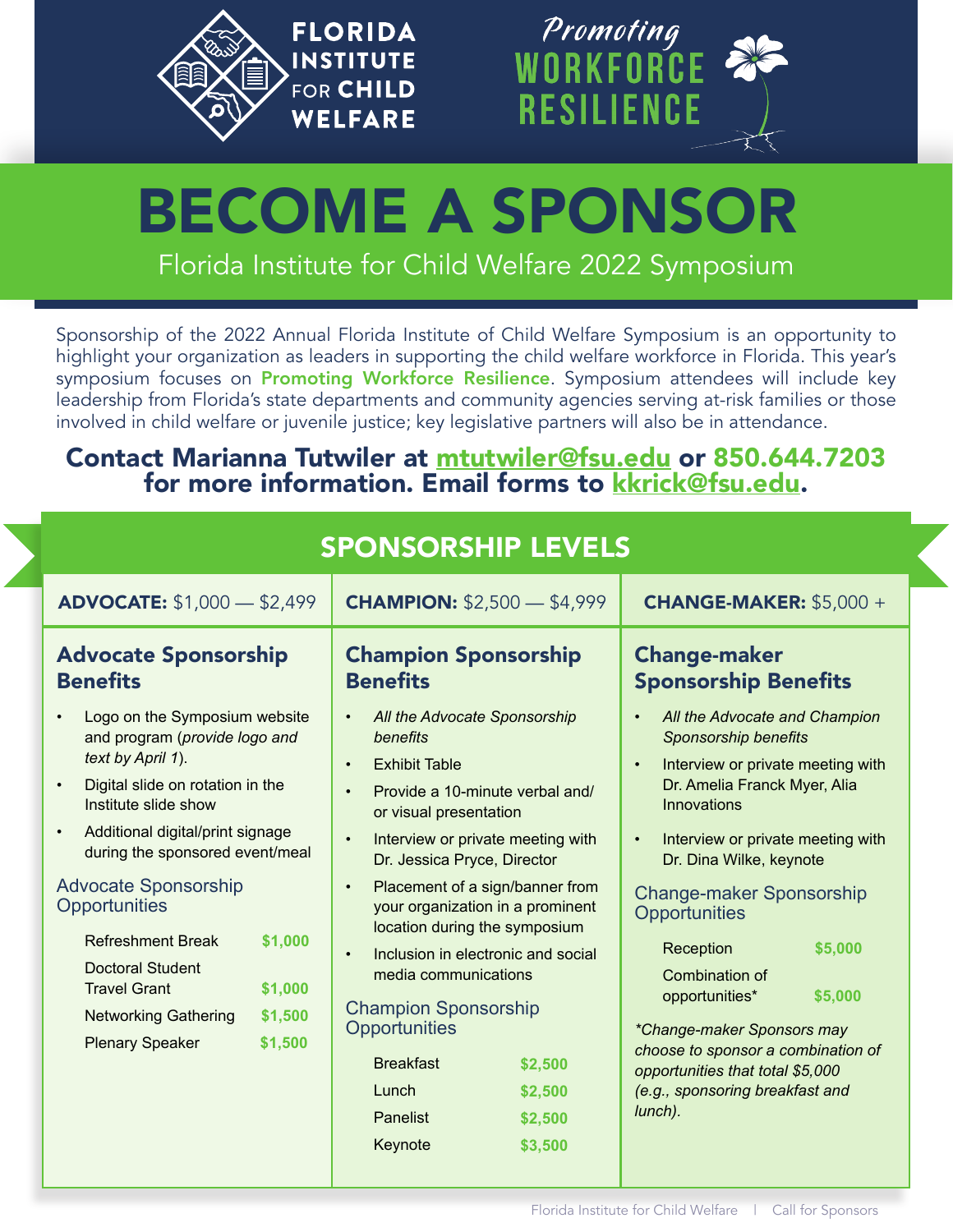FLORIDA INSTITUTE FOR CHILD WELFARE

*Promoting* WORKFORCE RESILIENCE

# BECOME A SPONSOR

Florida Institute for Child Welfare 2022 Symposium

Sponsorship of the 2022 Annual Florida Institute of Child Welfare Symposium is an opportunity to highlight your organization as leaders in supporting the child welfare workforce in Florida. This year's symposium focuses on **Promoting Workforce Resilience**. Symposium attendees will include key leadership from Florida's state departments and community agencies serving at-risk families or those involved in child welfare or juvenile justice; key legislative partners will also be in attendance.

**Contact Marianna Tutwiler at mtutwiler@fsu.edu or 850.644.7203 for more information. Email forms to kkrick@fsu.edu.**

## SPONSORSHIP LEVELS

### ADVOCATE: $1,000 — $2,499

#### Advocate Sponsorship Benefits

- Logo on the Symposium website and program (*provide logo and text by April 1*).
- Digital slide on rotation in the Institute slide show
- Additional digital/print signage during the sponsored event/meal

#### Advocate Sponsorship Opportunities

| Opportunity | Amount |
|---|---|
| Refreshment Break | $1,000 |
| Doctoral Student Travel Grant | $1,000 |
| Networking Gathering | $1,500 |
| Plenary Speaker | $1,500 |

### CHAMPION: $2,500 — $4,999

#### Champion Sponsorship Benefits

- *All the Advocate Sponsorship benefits*
- Exhibit Table
- Provide a 10-minute verbal and/or visual presentation
- Interview or private meeting with Dr. Jessica Pryce, Director
- Placement of a sign/banner from your organization in a prominent location during the symposium
- Inclusion in electronic and social media communications

#### Champion Sponsorship Opportunities

| Opportunity | Amount |
|---|---|
| Breakfast | $2,500 |
| Lunch | $2,500 |
| Panelist | $2,500 |
| Keynote | $3,500 |

### CHANGE-MAKER: $5,000 +

#### Change-maker Sponsorship Benefits

- *All the Advocate and Champion Sponsorship benefits*
- Interview or private meeting with Dr. Amelia Franck Myer, Alia Innovations
- Interview or private meeting with Dr. Dina Wilke, keynote

#### Change-maker Sponsorship Opportunities

| Opportunity | Amount |
|---|---|
| Reception | $5,000 |
| Combination of opportunities* | $5,000 |

*\*Change-maker Sponsors may choose to sponsor a combination of opportunities that total $5,000 (e.g., sponsoring breakfast and lunch).*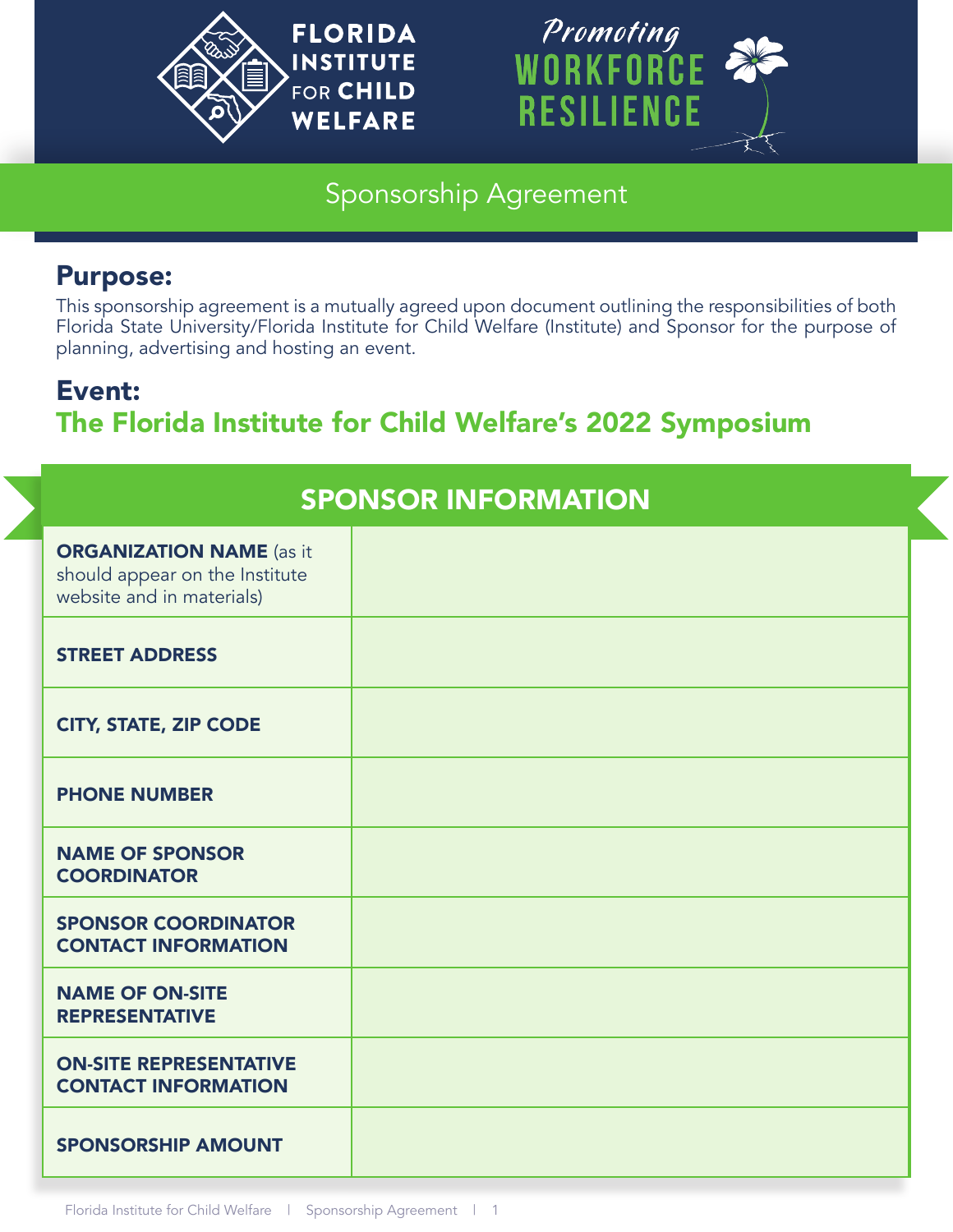FLORIDA INSTITUTE FOR CHILD WELFARE

*Promoting* WORKFORCE RESILIENCE

# Sponsorship Agreement

## Purpose:

This sponsorship agreement is a mutually agreed upon document outlining the responsibilities of both Florida State University/Florida Institute for Child Welfare (Institute) and Sponsor for the purpose of planning, advertising and hosting an event.

## Event:

## The Florida Institute for Child Welfare's 2022 Symposium

| SPONSOR INFORMATION | |
|---|---|
| **ORGANIZATION NAME** (as it should appear on the Institute website and in materials) | |
| **STREET ADDRESS** | |
| **CITY, STATE, ZIP CODE** | |
| **PHONE NUMBER** | |
| **NAME OF SPONSOR COORDINATOR** | |
| **SPONSOR COORDINATOR CONTACT INFORMATION** | |
| **NAME OF ON-SITE REPRESENTATIVE** | |
| **ON-SITE REPRESENTATIVE CONTACT INFORMATION** | |
| **SPONSORSHIP AMOUNT** | |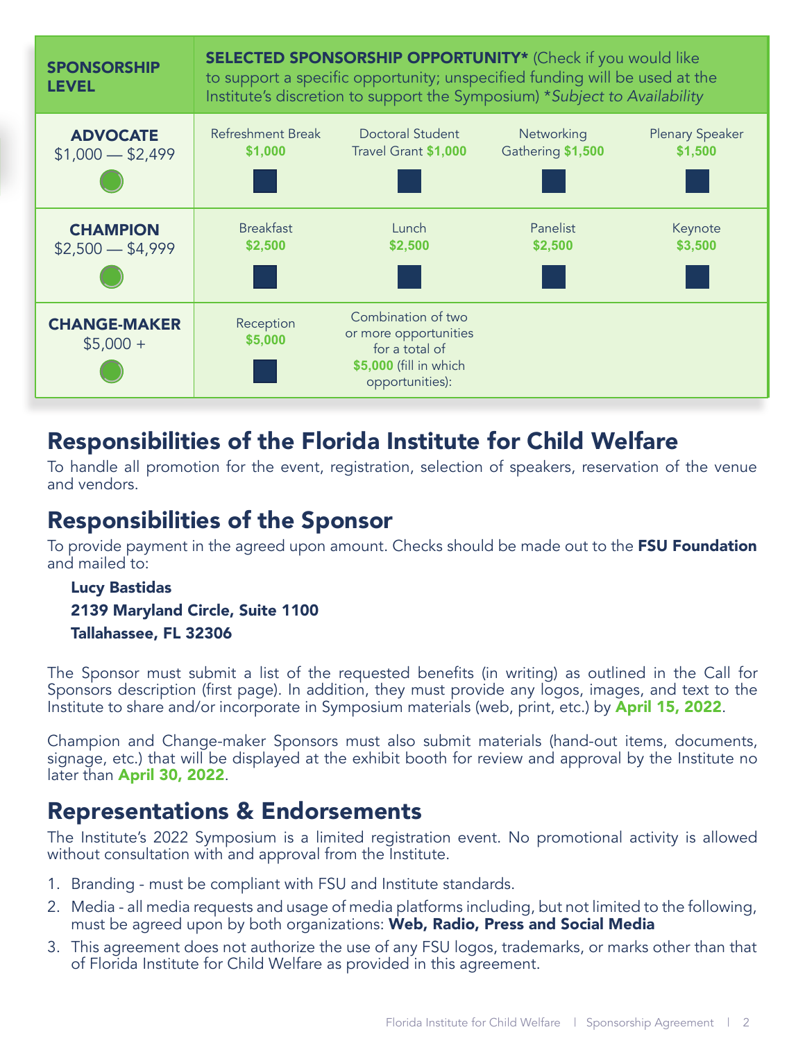| SPONSORSHIP LEVEL | SELECTED SPONSORSHIP OPPORTUNITY* (Check if you would like to support a specific opportunity; unspecified funding will be used at the Institute's discretion to support the Symposium) **Subject to Availability* | | | |
|---|---|---|---|---|
| **ADVOCATE** $1,000 — $2,499 | Refreshment Break **$1,000** | Doctoral Student Travel Grant **$1,000** | Networking Gathering **$1,500** | Plenary Speaker **$1,500** |
| **CHAMPION** $2,500 — $4,999 | Breakfast **$2,500** | Lunch **$2,500** | Panelist **$2,500** | Keynote **$3,500** |
| **CHANGE-MAKER** $5,000 + | Reception **$5,000** | Combination of two or more opportunities for a total of **$5,000** (fill in which opportunities): | | |

## Responsibilities of the Florida Institute for Child Welfare

To handle all promotion for the event, registration, selection of speakers, reservation of the venue and vendors.

## Responsibilities of the Sponsor

To provide payment in the agreed upon amount. Checks should be made out to the **FSU Foundation** and mailed to:

**Lucy Bastidas**
**2139 Maryland Circle, Suite 1100**
**Tallahassee, FL 32306**

The Sponsor must submit a list of the requested benefits (in writing) as outlined in the Call for Sponsors description (first page). In addition, they must provide any logos, images, and text to the Institute to share and/or incorporate in Symposium materials (web, print, etc.) by **April 15, 2022**.

Champion and Change-maker Sponsors must also submit materials (hand-out items, documents, signage, etc.) that will be displayed at the exhibit booth for review and approval by the Institute no later than **April 30, 2022**.

## Representations & Endorsements

The Institute's 2022 Symposium is a limited registration event. No promotional activity is allowed without consultation with and approval from the Institute.

1. Branding - must be compliant with FSU and Institute standards.
2. Media - all media requests and usage of media platforms including, but not limited to the following, must be agreed upon by both organizations: **Web, Radio, Press and Social Media**
3. This agreement does not authorize the use of any FSU logos, trademarks, or marks other than that of Florida Institute for Child Welfare as provided in this agreement.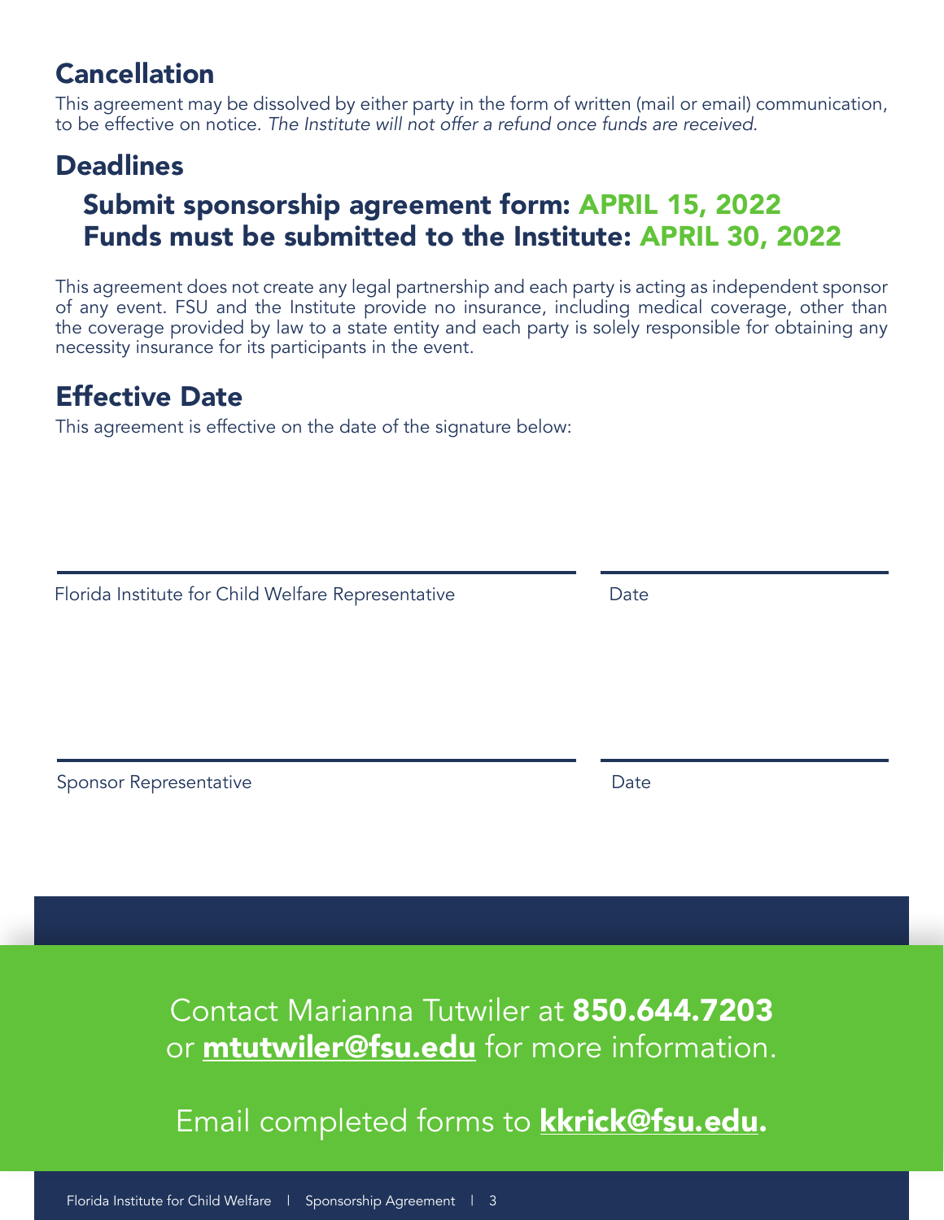## Cancellation

This agreement may be dissolved by either party in the form of written (mail or email) communication, to be effective on notice. *The Institute will not offer a refund once funds are received*.

## Deadlines

### Submit sponsorship agreement form: APRIL 15, 2022
### Funds must be submitted to the Institute: APRIL 30, 2022

This agreement does not create any legal partnership and each party is acting as independent sponsor of any event. FSU and the Institute provide no insurance, including medical coverage, other than the coverage provided by law to a state entity and each party is solely responsible for obtaining any necessity insurance for its participants in the event.

## Effective Date

This agreement is effective on the date of the signature below:

\_\_\_\_\_\_\_\_\_\_\_\_\_\_\_\_\_\_\_\_\_\_\_\_\_\_\_\_\_\_\_\_\_\_\_\_\_\_\_\_ \_\_\_\_\_\_\_\_\_\_\_\_\_\_\_\_\_\_\_\_

Florida Institute for Child Welfare Representative | Date

\_\_\_\_\_\_\_\_\_\_\_\_\_\_\_\_\_\_\_\_\_\_\_\_\_\_\_\_\_\_\_\_\_\_\_\_\_\_\_\_ \_\_\_\_\_\_\_\_\_\_\_\_\_\_\_\_\_\_\_\_

Sponsor Representative | Date

Contact Marianna Tutwiler at **850.644.7203** or **mtutwiler@fsu.edu** for more information.

Email completed forms to **kkrick@fsu.edu.**